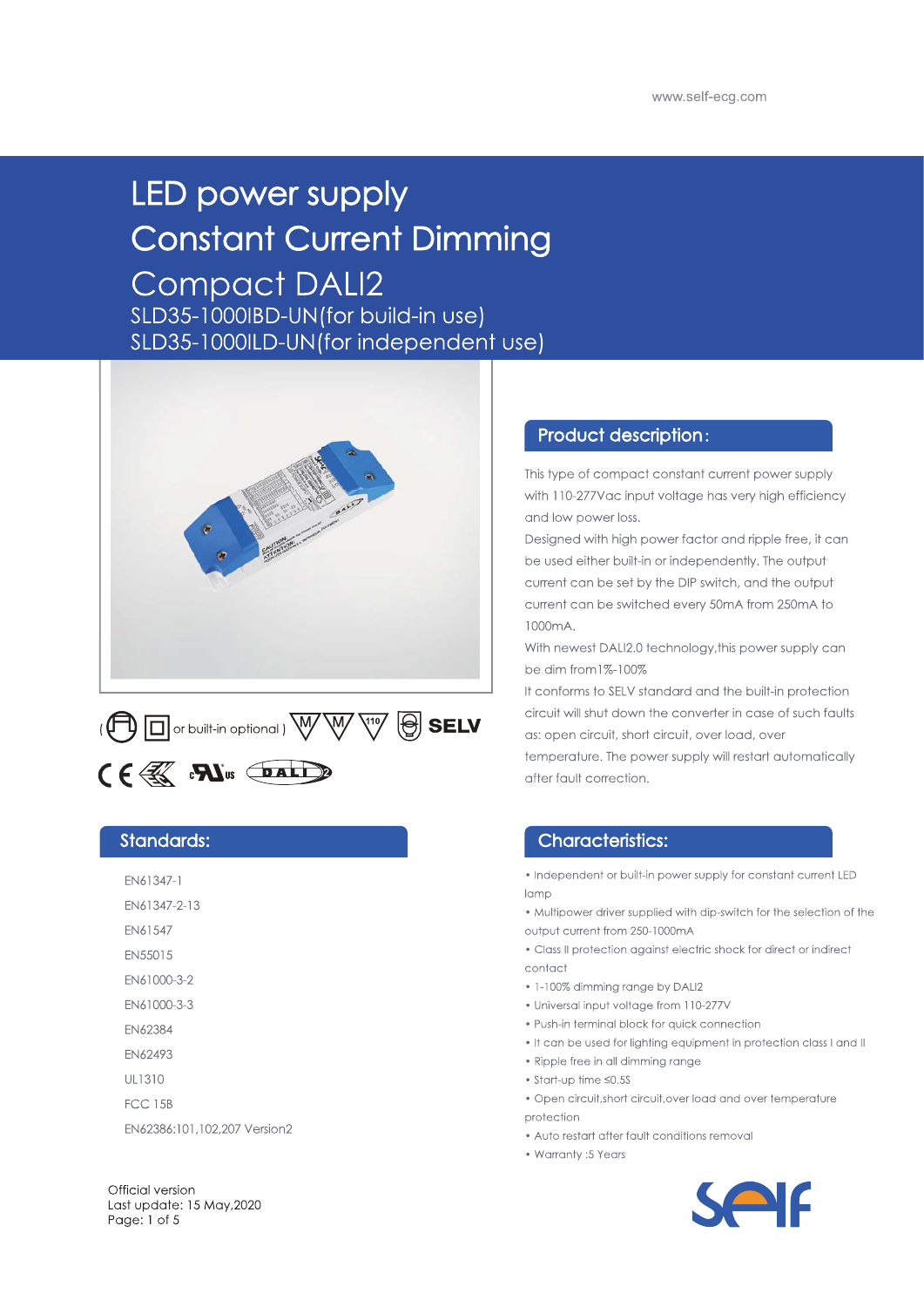www.self-ecg.com

# LED power supply
# Constant Current Dimming
# Compact DALI2

SLD35-1000IBD-UN(for build-in use)
SLD35-1000ILD-UN(for independent use)

( or built-in optional ) SELV

## Product description:

This type of compact constant current power supply with 110-277Vac input voltage has very high efficiency and low power loss.

Designed with high power factor and ripple free, it can be used either built-in or independently. The output current can be set by the DIP switch, and the output current can be switched every 50mA from 250mA to 1000mA.

With newest DALI2.0 technology,this power supply can be dim from1%-100%

It conforms to SELV standard and the built-in protection circuit will shut down the converter in case of such faults as: open circuit, short circuit, over load, over temperature. The power supply will restart automatically after fault correction.

## Standards:

EN61347-1
EN61347-2-13
EN61547
EN55015
EN61000-3-2
EN61000-3-3
EN62384
EN62493
UL1310
FCC 15B
EN62386:101,102,207 Version2

## Characteristics:

- Independent or built-in power supply for constant current LED lamp
- Multipower driver supplied with dip-switch for the selection of the output current from 250-1000mA
- Class II protection against electric shock for direct or indirect contact
- 1-100% dimming range by DALI2
- Universal input voltage from 110-277V
- Push-in terminal block for quick connection
- It can be used for lighting equipment in protection class I and II
- Ripple free in all dimming range
- Start-up time ≤0.5S
- Open circuit,short circuit,over load and over temperature protection
- Auto restart after fault conditions removal
- Warranty :5 Years

Official version
Last update: 15 May,2020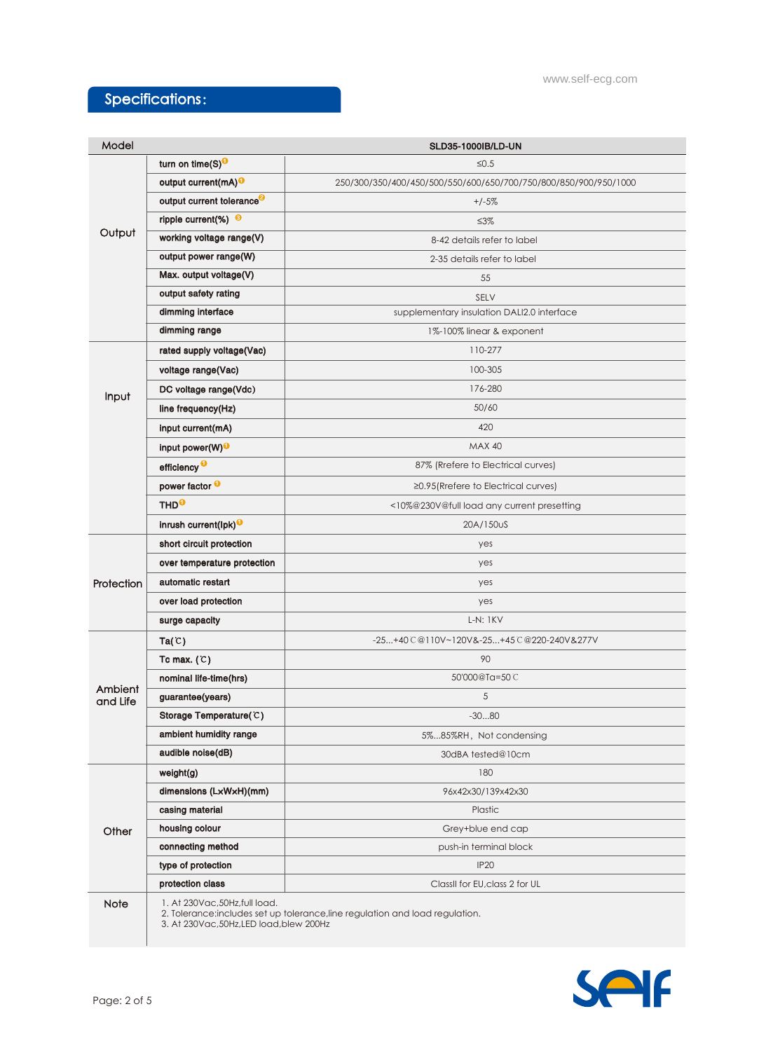## Specifications:

| Model | | SLD35-1000IB/LD-UN |
|---|---|---|
| Output | turn on time(S)[1] | ≤0.5 |
| | output current(mA)[1] | 250/300/350/400/450/500/550/600/650/700/750/800/850/900/950/1000 |
| | output current tolerance[2] | +/-5% |
| | ripple current(%) [3] | ≤3% |
| | working voltage range(V) | 8-42 details refer to label |
| | output power range(W) | 2-35 details refer to label |
| | Max. output voltage(V) | 55 |
| | output safety rating | SELV |
| | dimming interface | supplementary insulation DALI2.0 interface |
| | dimming range | 1%-100% linear & exponent |
| Input | rated supply voltage(Vac) | 110-277 |
| | voltage range(Vac) | 100-305 |
| | DC voltage range(Vdc) | 176-280 |
| | line frequency(Hz) | 50/60 |
| | input current(mA) | 420 |
| | input power(W)[1] | MAX 40 |
| | efficiency [1] | 87% (Refere to Electrical curves) |
| | power factor [1] | ≥0.95(Refere to Electrical curves) |
| | THD[1] | <10%@230V@full load any current presetting |
| | inrush current(Ipk)[1] | 20A/150uS |
| Protection | short circuit protection | yes |
| | over temperature protection | yes |
| | automatic restart | yes |
| | over load protection | yes |
| | surge capacity | L-N: 1KV |
| Ambient and Life | Ta(℃) | -25...+40℃@110V~120V&-25...+45℃@220-240V&277V |
| | Tc max. (℃) | 90 |
| | nominal life-time(hrs) | 50'000@Ta=50℃ |
| | guarantee(years) | 5 |
| | Storage Temperature(℃) | -30...80 |
| | ambient humidity range | 5%...85%RH，Not condensing |
| | audible noise(dB) | 30dBA tested@10cm |
| Other | weight(g) | 180 |
| | dimensions (LxWxH)(mm) | 96x42x30/139x42x30 |
| | casing material | Plastic |
| | housing colour | Grey+blue end cap |
| | connecting method | push-in terminal block |
| | type of protection | IP20 |
| | protection class | ClassII for EU,class 2 for UL |

**Note**

1. At 230Vac,50Hz,full load.
2. Tolerance:includes set up tolerance,line regulation and load regulation.
3. At 230Vac,50Hz,LED load,blew 200Hz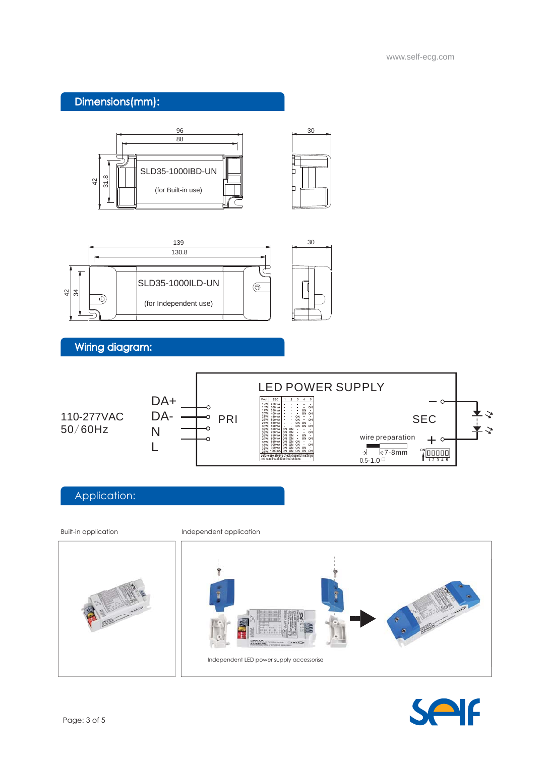## Dimensions(mm):

96
88
42
31.8
SLD35-1000IBD-UN
(for Built-in use)
30

139
130.8
42
34
SLD35-1000ILD-UN
(for Independent use)
30

## Wiring diagram:

110-277VAC
50/60Hz

DA+
DA-
N
L

LED POWER SUPPLY

PRI

SEC

wire preparation
7-8mm
0.5-1.0□

| Pout | SEC | 1 | 2 | 3 | 4 | 5 |
|---|---|---|---|---|---|---|
| 12W | 250mA | - | - | - | - | - |
| 15W | 300mA | - | - | - | - | ON |
| 17W | 350mA | - | - | - | ON | - |
| 20W | 400mA | - | - | - | ON | ON |
| 22W | 450mA | - | - | ON | - | - |
| 25W | 500mA | - | - | ON | - | ON |
| 27W | 550mA | - | - | ON | ON | - |
| 30W | 600mA | - | - | ON | ON | ON |
| 32W | 650mA | ON | ON | - | - | - |
| 35W | 700mA | ON | ON | - | - | ON |
| 35W | 750mA | ON | ON | - | ON | - |
| 35W | 800mA | ON | ON | - | ON | ON |
| 35W | 850mA | ON | ON | ON | - | - |
| 35W | 900mA | ON | ON | ON | - | ON |
| 35W | 950mA | ON | ON | ON | ON | - |
| 35W | 1000mA | ON | ON | ON | ON | ON |

Before use, always check dipswitch settings and read installation instructions

## Application:

Built-in application

Independent application

Independent LED power supply accessorise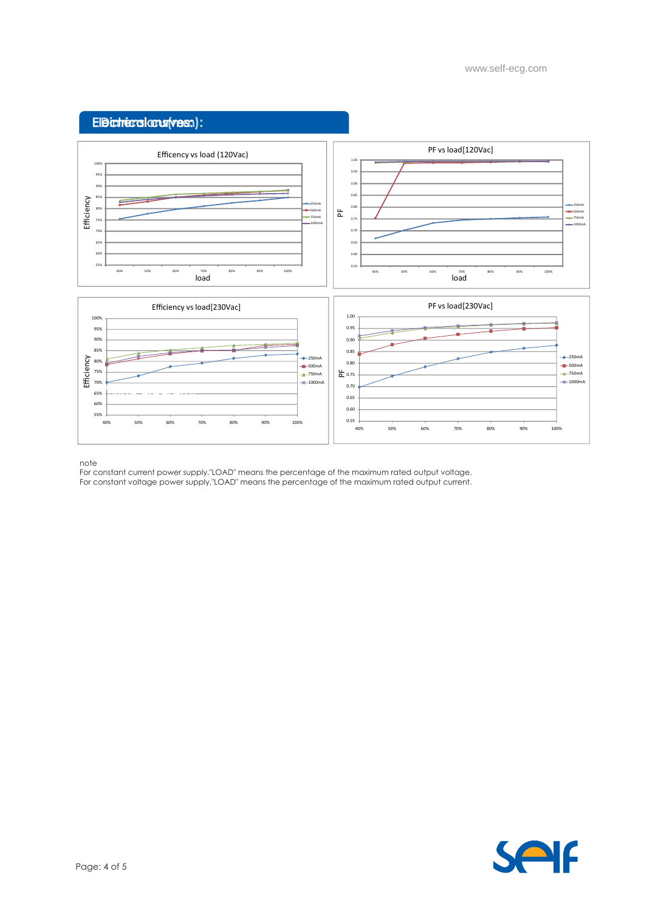## Electrical curves:

Efficency vs load (120Vac)

Efficiency

100%
95%
90%
85%
80%
75%
70%
65%
60%
55%

40%
50%
60%
70%
80%
90%
100%

load

250mA
500mA
750mA
1000mA

PF vs load[120Vac]

PF

1.00
0.95
0.90
0.85
0.80
0.75
0.70
0.65
0.60
0.55

40%
50%
60%
70%
80%
90%
100%

load

250mA
500mA
750mA
1000mA

Efficiency vs load[230Vac]

Efficiency

100%
95%
90%
85%
80%
75%
70%
65%
60%
55%

40%
50%
60%
70%
80%
90%
100%

250mA
500mA
750mA
1000mA

PF vs load[230Vac]

PF

1.00
0.95
0.90
0.85
0.80
0.75
0.70
0.65
0.60
0.55

40%
50%
60%
70%
80%
90%
100%

250mA
500mA
750mA
1000mA

note
For constant current power supply,"LOAD" means the percentage of the maximum rated output voltage.
For constant voltage power supply,"LOAD" means the percentage of the maximum rated output current.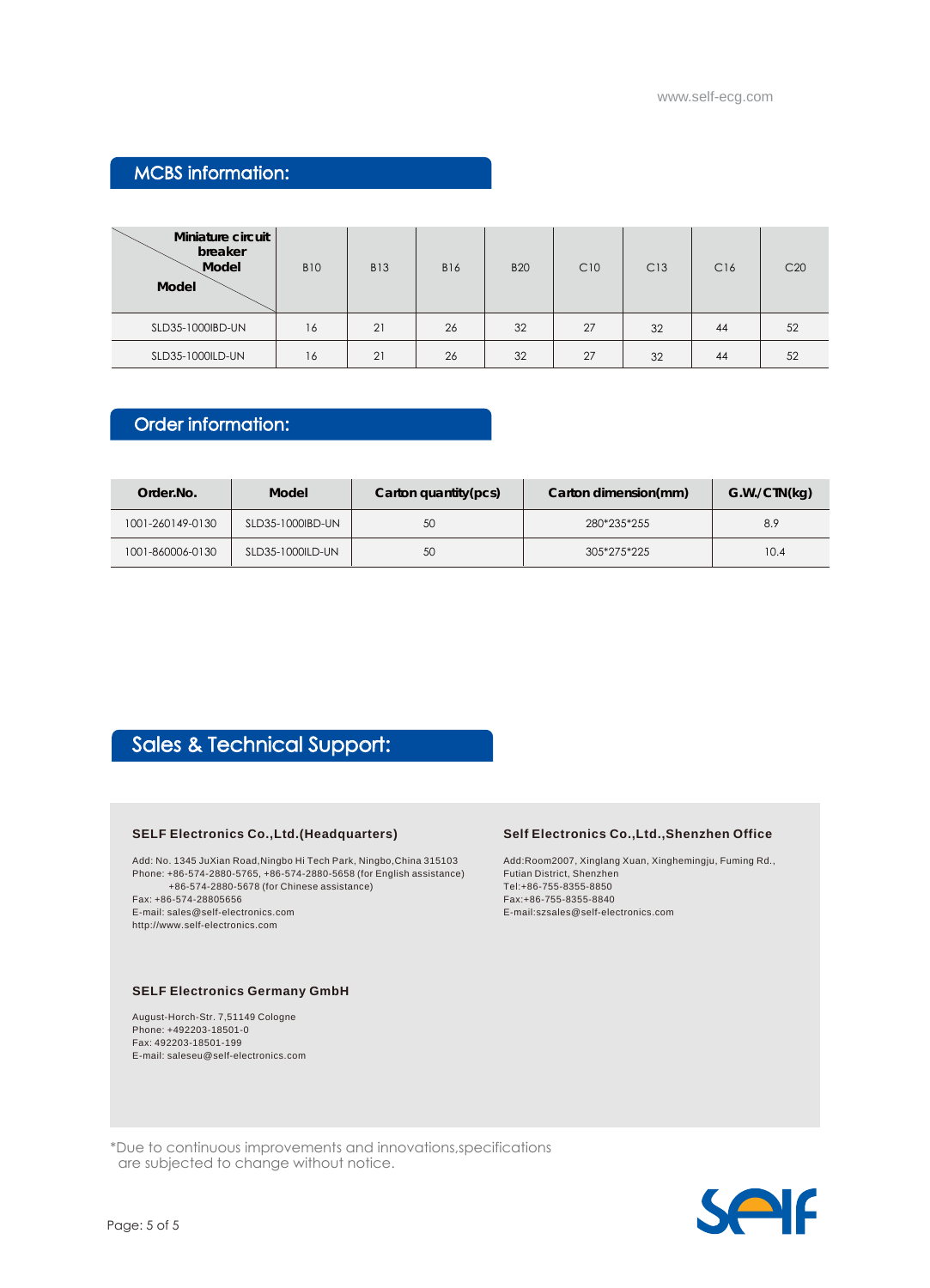## MCBS information:

| Miniature circuit breaker Model / Model | B10 | B13 | B16 | B20 | C10 | C13 | C16 | C20 |
|---|---|---|---|---|---|---|---|---|
| SLD35-1000IBD-UN | 16 | 21 | 26 | 32 | 27 | 32 | 44 | 52 |
| SLD35-1000ILD-UN | 16 | 21 | 26 | 32 | 27 | 32 | 44 | 52 |

## Order information:

| Order.No. | Model | Carton quantity(pcs) | Carton dimension(mm) | G.W./CTN(kg) |
|---|---|---|---|---|
| 1001-260149-0130 | SLD35-1000IBD-UN | 50 | 280*235*255 | 8.9 |
| 1001-860006-0130 | SLD35-1000ILD-UN | 50 | 305*275*225 | 10.4 |

## Sales & Technical Support:

### SELF Electronics Co.,Ltd.(Headquarters)

Add: No. 1345 JuXian Road,Ningbo Hi Tech Park, Ningbo,China 315103
Phone: +86-574-2880-5765, +86-574-2880-5658 (for English assistance)
+86-574-2880-5678 (for Chinese assistance)
Fax: +86-574-28805656
E-mail: sales@self-electronics.com
http://www.self-electronics.com

### Self Electronics Co.,Ltd.,Shenzhen Office

Add:Room2007, Xinglang Xuan, Xinghemingju, Fuming Rd., Futian District, Shenzhen
Tel:+86-755-8355-8850
Fax:+86-755-8355-8840
E-mail:szsales@self-electronics.com

### SELF Electronics Germany GmbH

August-Horch-Str. 7,51149 Cologne
Phone: +492203-18501-0
Fax: 492203-18501-199
E-mail: saleseu@self-electronics.com

*Due to continuous improvements and innovations,specifications are subjected to change without notice.